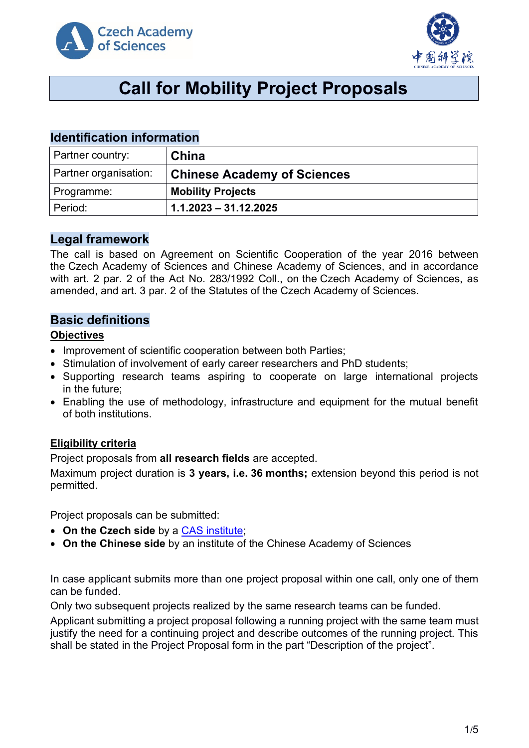# Call for Mobility Project Proposals

## Identification information

| Partner country: | **China** |
|---|---|
| Partner organisation: | **Chinese Academy of Sciences** |
| Programme: | **Mobility Projects** |
| Period: | **1.1.2023 – 31.12.2025** |

## Legal framework

The call is based on Agreement on Scientific Cooperation of the year 2016 between the Czech Academy of Sciences and Chinese Academy of Sciences, and in accordance with art. 2 par. 2 of the Act No. 283/1992 Coll., on the Czech Academy of Sciences, as amended, and art. 3 par. 2 of the Statutes of the Czech Academy of Sciences.

## Basic definitions

### Objectives

- Improvement of scientific cooperation between both Parties;
- Stimulation of involvement of early career researchers and PhD students;
- Supporting research teams aspiring to cooperate on large international projects in the future;
- Enabling the use of methodology, infrastructure and equipment for the mutual benefit of both institutions.

### Eligibility criteria

Project proposals from **all research fields** are accepted.

Maximum project duration is **3 years, i.e. 36 months;** extension beyond this period is not permitted.

Project proposals can be submitted:

- **On the Czech side** by a CAS institute;
- **On the Chinese side** by an institute of the Chinese Academy of Sciences

In case applicant submits more than one project proposal within one call, only one of them can be funded.

Only two subsequent projects realized by the same research teams can be funded.

Applicant submitting a project proposal following a running project with the same team must justify the need for a continuing project and describe outcomes of the running project. This shall be stated in the Project Proposal form in the part "Description of the project".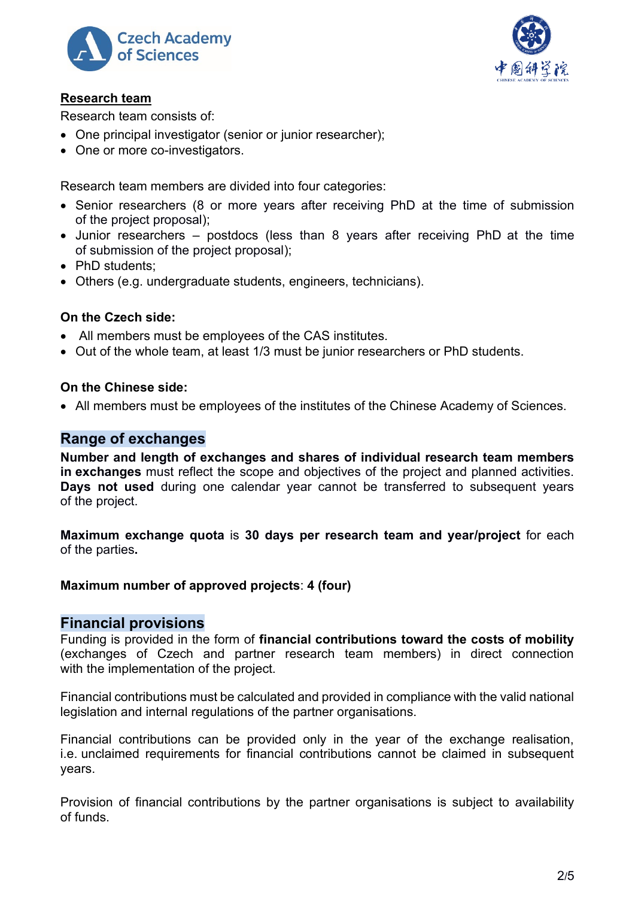**Research team**

Research team consists of:

- One principal investigator (senior or junior researcher);
- One or more co-investigators.

Research team members are divided into four categories:

- Senior researchers (8 or more years after receiving PhD at the time of submission of the project proposal);
- Junior researchers – postdocs (less than 8 years after receiving PhD at the time of submission of the project proposal);
- PhD students;
- Others (e.g. undergraduate students, engineers, technicians).

**On the Czech side:**

- All members must be employees of the CAS institutes.
- Out of the whole team, at least 1/3 must be junior researchers or PhD students.

**On the Chinese side:**

- All members must be employees of the institutes of the Chinese Academy of Sciences.

## Range of exchanges

**Number and length of exchanges and shares of individual research team members in exchanges** must reflect the scope and objectives of the project and planned activities. **Days not used** during one calendar year cannot be transferred to subsequent years of the project.

**Maximum exchange quota** is **30 days per research team and year/project** for each of the parties**.**

**Maximum number of approved projects**: **4 (four)**

## Financial provisions

Funding is provided in the form of **financial contributions toward the costs of mobility** (exchanges of Czech and partner research team members) in direct connection with the implementation of the project.

Financial contributions must be calculated and provided in compliance with the valid national legislation and internal regulations of the partner organisations.

Financial contributions can be provided only in the year of the exchange realisation, i.e. unclaimed requirements for financial contributions cannot be claimed in subsequent years.

Provision of financial contributions by the partner organisations is subject to availability of funds.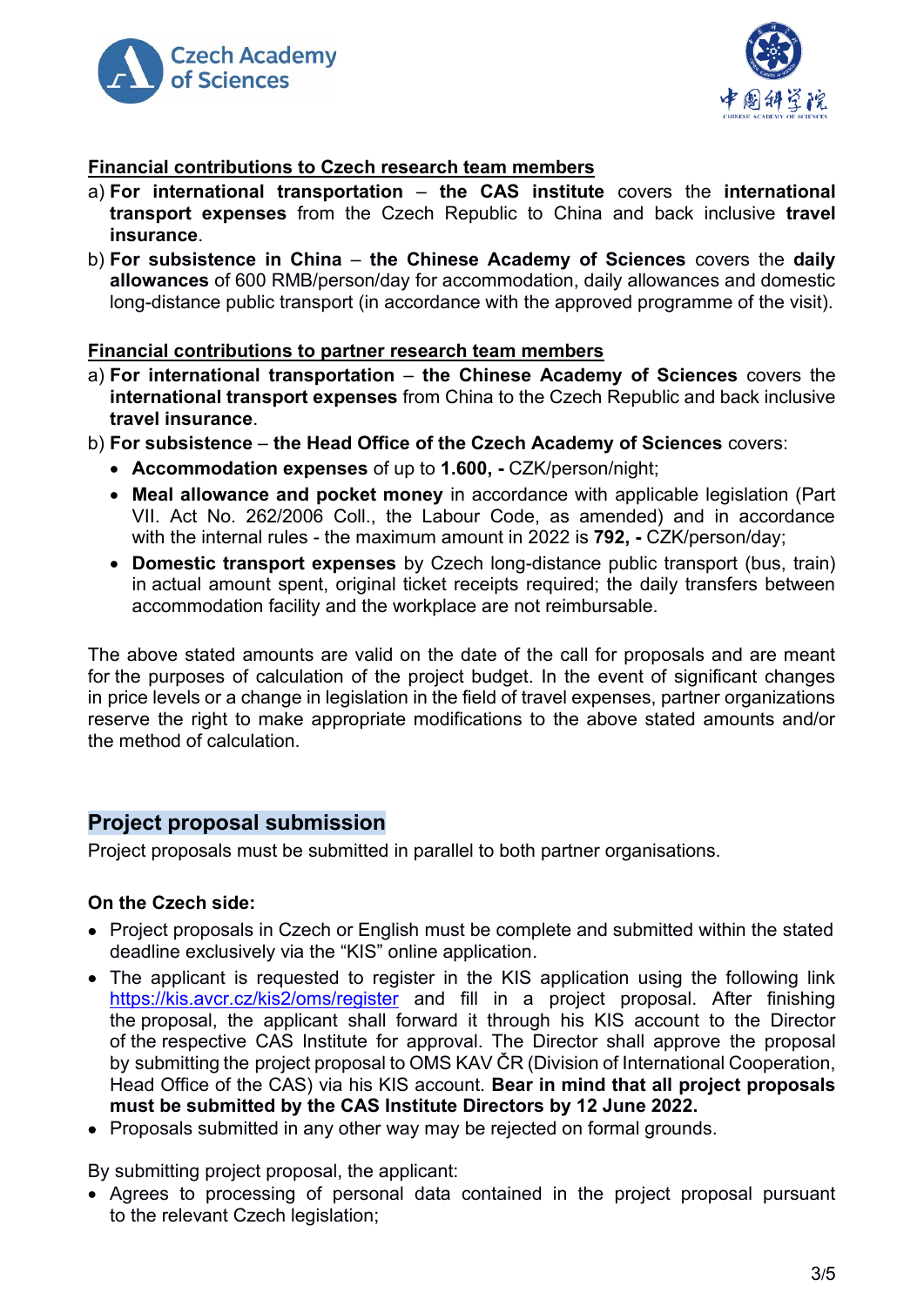**<u>Financial contributions to Czech research team members</u>**

a) **For international transportation** – **the CAS institute** covers the **international transport expenses** from the Czech Republic to China and back inclusive **travel insurance**.

b) **For subsistence in China** – **the Chinese Academy of Sciences** covers the **daily allowances** of 600 RMB/person/day for accommodation, daily allowances and domestic long-distance public transport (in accordance with the approved programme of the visit).

**<u>Financial contributions to partner research team members</u>**

a) **For international transportation** – **the Chinese Academy of Sciences** covers the **international transport expenses** from China to the Czech Republic and back inclusive **travel insurance**.

b) **For subsistence** – **the Head Office of the Czech Academy of Sciences** covers:

- **Accommodation expenses** of up to **1.600, -** CZK/person/night;
- **Meal allowance and pocket money** in accordance with applicable legislation (Part VII. Act No. 262/2006 Coll., the Labour Code, as amended) and in accordance with the internal rules - the maximum amount in 2022 is **792, -** CZK/person/day;
- **Domestic transport expenses** by Czech long-distance public transport (bus, train) in actual amount spent, original ticket receipts required; the daily transfers between accommodation facility and the workplace are not reimbursable.

The above stated amounts are valid on the date of the call for proposals and are meant for the purposes of calculation of the project budget. In the event of significant changes in price levels or a change in legislation in the field of travel expenses, partner organizations reserve the right to make appropriate modifications to the above stated amounts and/or the method of calculation.

## Project proposal submission

Project proposals must be submitted in parallel to both partner organisations.

**On the Czech side:**

- Project proposals in Czech or English must be complete and submitted within the stated deadline exclusively via the "KIS" online application.
- The applicant is requested to register in the KIS application using the following link https://kis.avcr.cz/kis2/oms/register and fill in a project proposal. After finishing the proposal, the applicant shall forward it through his KIS account to the Director of the respective CAS Institute for approval. The Director shall approve the proposal by submitting the project proposal to OMS KAV ČR (Division of International Cooperation, Head Office of the CAS) via his KIS account. **Bear in mind that all project proposals must be submitted by the CAS Institute Directors by 12 June 2022.**
- Proposals submitted in any other way may be rejected on formal grounds.

By submitting project proposal, the applicant:

- Agrees to processing of personal data contained in the project proposal pursuant to the relevant Czech legislation;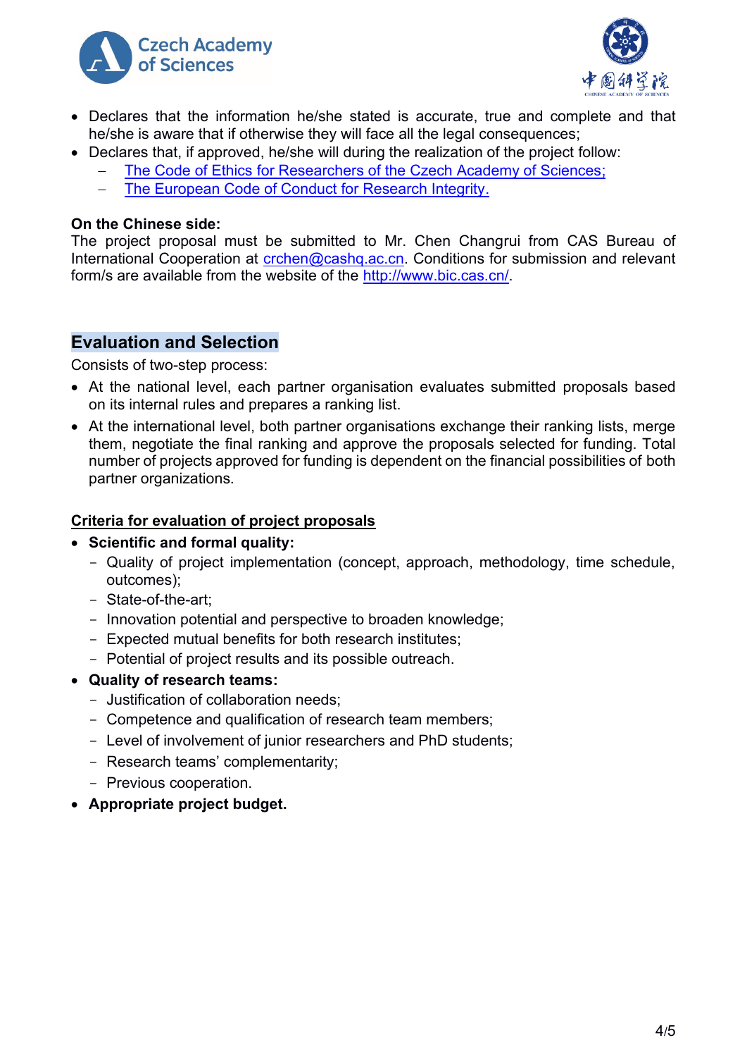- Declares that the information he/she stated is accurate, true and complete and that he/she is aware that if otherwise they will face all the legal consequences;
- Declares that, if approved, he/she will during the realization of the project follow:
  - The Code of Ethics for Researchers of the Czech Academy of Sciences;
  - The European Code of Conduct for Research Integrity.

**On the Chinese side:**
The project proposal must be submitted to Mr. Chen Changrui from CAS Bureau of International Cooperation at crchen@cashq.ac.cn. Conditions for submission and relevant form/s are available from the website of the http://www.bic.cas.cn/.

## Evaluation and Selection

Consists of two-step process:

- At the national level, each partner organisation evaluates submitted proposals based on its internal rules and prepares a ranking list.
- At the international level, both partner organisations exchange their ranking lists, merge them, negotiate the final ranking and approve the proposals selected for funding. Total number of projects approved for funding is dependent on the financial possibilities of both partner organizations.

**Criteria for evaluation of project proposals**

- **Scientific and formal quality:**
  - Quality of project implementation (concept, approach, methodology, time schedule, outcomes);
  - State-of-the-art;
  - Innovation potential and perspective to broaden knowledge;
  - Expected mutual benefits for both research institutes;
  - Potential of project results and its possible outreach.
- **Quality of research teams:**
  - Justification of collaboration needs;
  - Competence and qualification of research team members;
  - Level of involvement of junior researchers and PhD students;
  - Research teams' complementarity;
  - Previous cooperation.
- **Appropriate project budget.**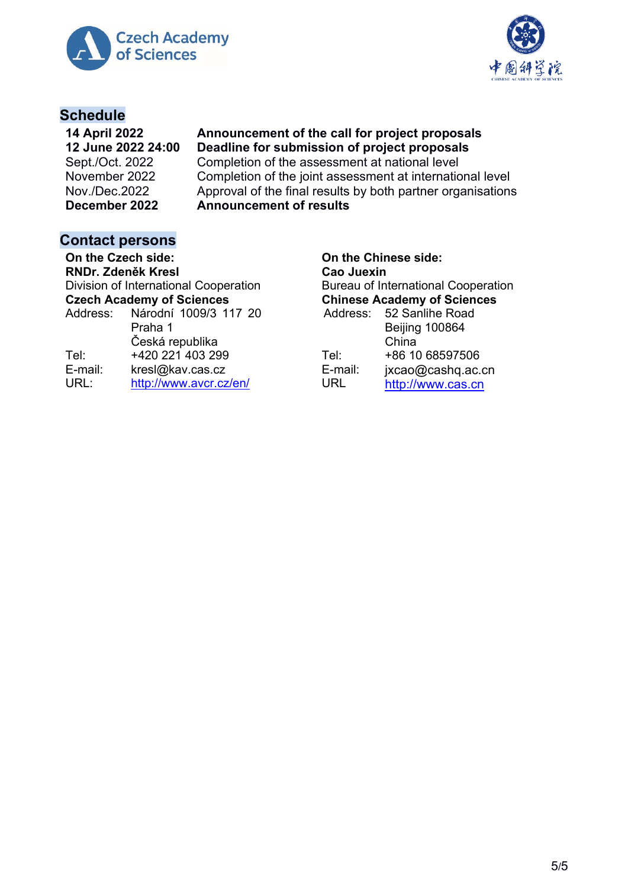## Schedule

| | |
|---|---|
| **14 April 2022** | **Announcement of the call for project proposals** |
| **12 June 2022 24:00** | **Deadline for submission of project proposals** |
| Sept./Oct. 2022 | Completion of the assessment at national level |
| November 2022 | Completion of the joint assessment at international level |
| Nov./Dec.2022 | Approval of the final results by both partner organisations |
| **December 2022** | **Announcement of results** |

## Contact persons

**On the Czech side:**
**RNDr. Zdeněk Kresl**
Division of International Cooperation
**Czech Academy of Sciences**
Address: Národní 1009/3 117 20
Praha 1
Česká republika
Tel: +420 221 403 299
E-mail: kresl@kav.cas.cz
URL: http://www.avcr.cz/en/

**On the Chinese side:**
**Cao Juexin**
Bureau of International Cooperation
**Chinese Academy of Sciences**
Address: 52 Sanlihe Road
Beijing 100864
China
Tel: +86 10 68597506
E-mail: jxcao@cashq.ac.cn
URL http://www.cas.cn